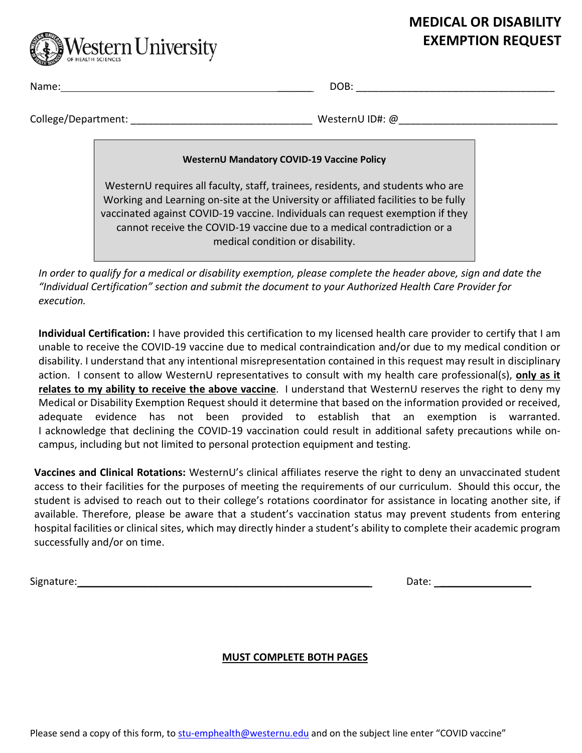Western University OF HEALTH SCIENCES

# MEDICAL OR DISABILITY EXEMPTION REQUEST

Name:_______________________________________________ DOB: __________________________________

College/Department: _______________________________ WesternU ID#: @___________________________

**WesternU Mandatory COVID-19 Vaccine Policy**

WesternU requires all faculty, staff, trainees, residents, and students who are Working and Learning on-site at the University or affiliated facilities to be fully vaccinated against COVID-19 vaccine. Individuals can request exemption if they cannot receive the COVID-19 vaccine due to a medical contradiction or a medical condition or disability.

*In order to qualify for a medical or disability exemption, please complete the header above, sign and date the "Individual Certification" section and submit the document to your Authorized Health Care Provider for execution.*

**Individual Certification:** I have provided this certification to my licensed health care provider to certify that I am unable to receive the COVID-19 vaccine due to medical contraindication and/or due to my medical condition or disability. I understand that any intentional misrepresentation contained in this request may result in disciplinary action. I consent to allow WesternU representatives to consult with my health care professional(s), **only as it relates to my ability to receive the above vaccine**. I understand that WesternU reserves the right to deny my Medical or Disability Exemption Request should it determine that based on the information provided or received, adequate evidence has not been provided to establish that an exemption is warranted. I acknowledge that declining the COVID-19 vaccination could result in additional safety precautions while on-campus, including but not limited to personal protection equipment and testing.

**Vaccines and Clinical Rotations:** WesternU's clinical affiliates reserve the right to deny an unvaccinated student access to their facilities for the purposes of meeting the requirements of our curriculum. Should this occur, the student is advised to reach out to their college's rotations coordinator for assistance in locating another site, if available. Therefore, please be aware that a student's vaccination status may prevent students from entering hospital facilities or clinical sites, which may directly hinder a student's ability to complete their academic program successfully and/or on time.

Signature:_____________________________________________ Date: _________________

**MUST COMPLETE BOTH PAGES**

Please send a copy of this form, to stu-emphealth@westernu.edu and on the subject line enter "COVID vaccine"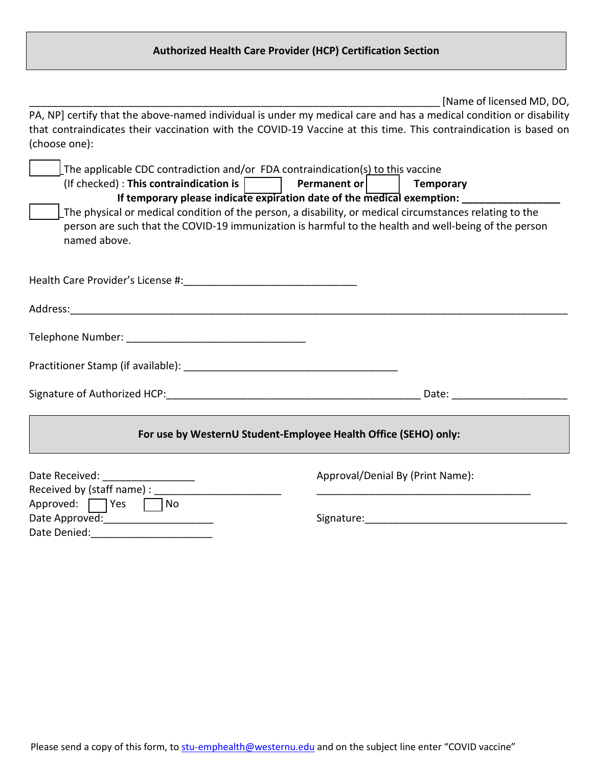## Authorized Health Care Provider (HCP) Certification Section

________________________________________________________________________ [Name of licensed MD, DO, PA, NP] certify that the above-named individual is under my medical care and has a medical condition or disability that contraindicates their vaccination with the COVID-19 Vaccine at this time. This contraindication is based on (choose one):

☐ The applicable CDC contradiction and/or FDA contraindication(s) to this vaccine
(If checked) : **This contraindication is** ☐ **Permanent or** ☐ **Temporary**
**If temporary please indicate expiration date of the medical exemption:** _________________

☐ The physical or medical condition of the person, a disability, or medical circumstances relating to the person are such that the COVID-19 immunization is harmful to the health and well-being of the person named above.

Health Care Provider's License #:______________________________

Address:____________________________________________________________________________________

Telephone Number: _______________________________

Practitioner Stamp (if available): _____________________________________

Signature of Authorized HCP:_____________________________________________ Date: ___________________

## For use by WesternU Student-Employee Health Office (SEHO) only:

Date Received: ________________
Received by (staff name) : ______________________
Approved: ☐ Yes ☐ No
Date Approved:___________________
Date Denied:_____________________

Approval/Denial By (Print Name):
_____________________________________

Signature:___________________________________

Please send a copy of this form, to stu-emphealth@westernu.edu and on the subject line enter "COVID vaccine"